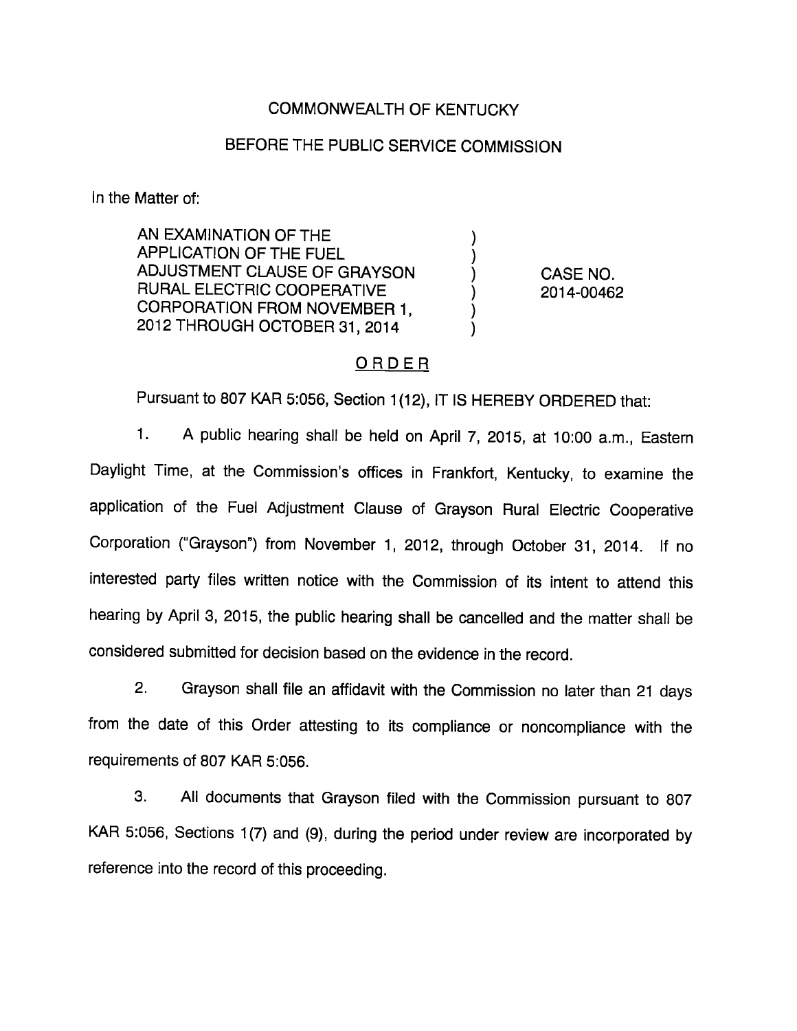COMMONWEALTH OF KENTUCKY

BEFORE THE PUBLIC SERVICE COMMISSION

In the Matter of:

| | | |
|---|---|---|
| AN EXAMINATION OF THE APPLICATION OF THE FUEL ADJUSTMENT CLAUSE OF GRAYSON RURAL ELECTRIC COOPERATIVE CORPORATION FROM NOVEMBER 1, 2012 THROUGH OCTOBER 31, 2014 | ) | CASE NO. 2014-00462 |

ORDER

Pursuant to 807 KAR 5:056, Section 1(12), IT IS HEREBY ORDERED that:

1. A public hearing shall be held on April 7, 2015, at 10:00 a.m., Eastern Daylight Time, at the Commission's offices in Frankfort, Kentucky, to examine the application of the Fuel Adjustment Clause of Grayson Rural Electric Cooperative Corporation ("Grayson") from November 1, 2012, through October 31, 2014. If no interested party files written notice with the Commission of its intent to attend this hearing by April 3, 2015, the public hearing shall be cancelled and the matter shall be considered submitted for decision based on the evidence in the record.

2. Grayson shall file an affidavit with the Commission no later than 21 days from the date of this Order attesting to its compliance or noncompliance with the requirements of 807 KAR 5:056.

3. All documents that Grayson filed with the Commission pursuant to 807 KAR 5:056, Sections 1(7) and (9), during the period under review are incorporated by reference into the record of this proceeding.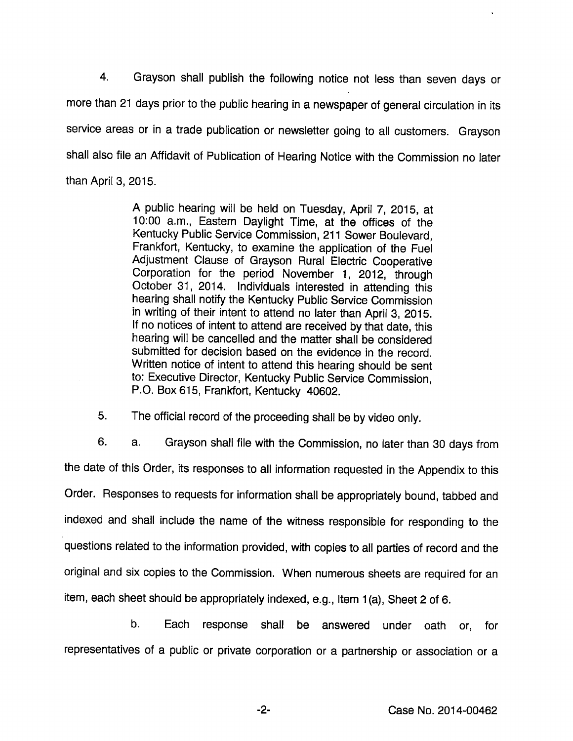4. Grayson shall publish the following notice not less than seven days or more than 21 days prior to the public hearing in a newspaper of general circulation in its service areas or in a trade publication or newsletter going to all customers. Grayson shall also file an Affidavit of Publication of Hearing Notice with the Commission no later than April 3, 2015.

> A public hearing will be held on Tuesday, April 7, 2015, at 10:00 a.m., Eastern Daylight Time, at the offices of the Kentucky Public Service Commission, 211 Sower Boulevard, Frankfort, Kentucky, to examine the application of the Fuel Adjustment Clause of Grayson Rural Electric Cooperative Corporation for the period November 1, 2012, through October 31, 2014. Individuals interested in attending this hearing shall notify the Kentucky Public Service Commission in writing of their intent to attend no later than April 3, 2015. If no notices of intent to attend are received by that date, this hearing will be cancelled and the matter shall be considered submitted for decision based on the evidence in the record. Written notice of intent to attend this hearing should be sent to: Executive Director, Kentucky Public Service Commission, P.O. Box 615, Frankfort, Kentucky 40602.

5. The official record of the proceeding shall be by video only.

6. a. Grayson shall file with the Commission, no later than 30 days from the date of this Order, its responses to all information requested in the Appendix to this Order. Responses to requests for information shall be appropriately bound, tabbed and indexed and shall include the name of the witness responsible for responding to the questions related to the information provided, with copies to all parties of record and the original and six copies to the Commission. When numerous sheets are required for an item, each sheet should be appropriately indexed, e.g., Item 1(a), Sheet 2 of 6.

b. Each response shall be answered under oath or, for representatives of a public or private corporation or a partnership or association or a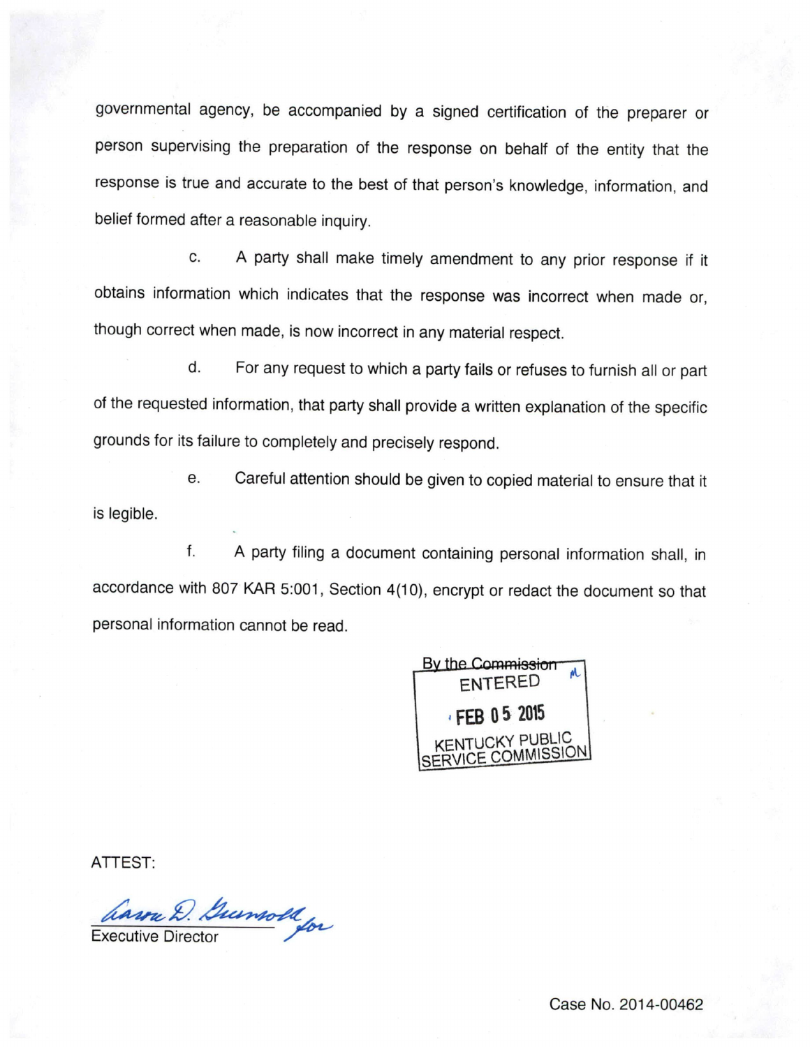governmental agency, be accompanied by a signed certification of the preparer or person supervising the preparation of the response on behalf of the entity that the response is true and accurate to the best of that person's knowledge, information, and belief formed after a reasonable inquiry.

c. A party shall make timely amendment to any prior response if it obtains information which indicates that the response was incorrect when made or, though correct when made, is now incorrect in any material respect.

d. For any request to which a party fails or refuses to furnish all or part of the requested information, that party shall provide a written explanation of the specific grounds for its failure to completely and precisely respond.

e. Careful attention should be given to copied material to ensure that it is legible.

f. A party filing a document containing personal information shall, in accordance with 807 KAR 5:001, Section 4(10), encrypt or redact the document so that personal information cannot be read.

By the Commission

ENTERED

FEB 05 2015

KENTUCKY PUBLIC SERVICE COMMISSION

ATTEST:

Aaron D. Greenwell for

Executive Director

Case No. 2014-00462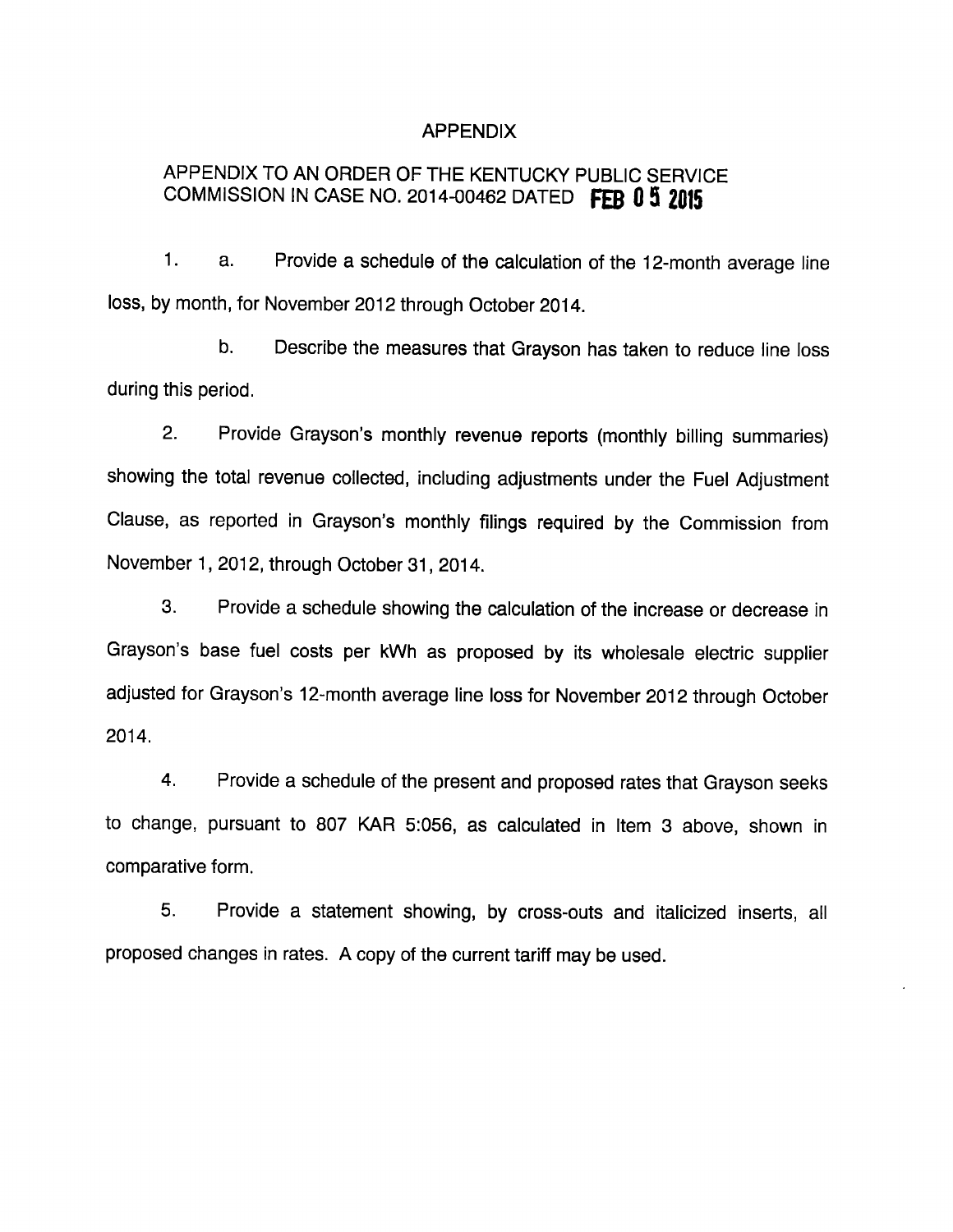# APPENDIX

## APPENDIX TO AN ORDER OF THE KENTUCKY PUBLIC SERVICE COMMISSION IN CASE NO. 2014-00462 DATED FEB 05 2015

1. a. Provide a schedule of the calculation of the 12-month average line loss, by month, for November 2012 through October 2014.

   b. Describe the measures that Grayson has taken to reduce line loss during this period.

2. Provide Grayson's monthly revenue reports (monthly billing summaries) showing the total revenue collected, including adjustments under the Fuel Adjustment Clause, as reported in Grayson's monthly filings required by the Commission from November 1, 2012, through October 31, 2014.

3. Provide a schedule showing the calculation of the increase or decrease in Grayson's base fuel costs per kWh as proposed by its wholesale electric supplier adjusted for Grayson's 12-month average line loss for November 2012 through October 2014.

4. Provide a schedule of the present and proposed rates that Grayson seeks to change, pursuant to 807 KAR 5:056, as calculated in Item 3 above, shown in comparative form.

5. Provide a statement showing, by cross-outs and italicized inserts, all proposed changes in rates. A copy of the current tariff may be used.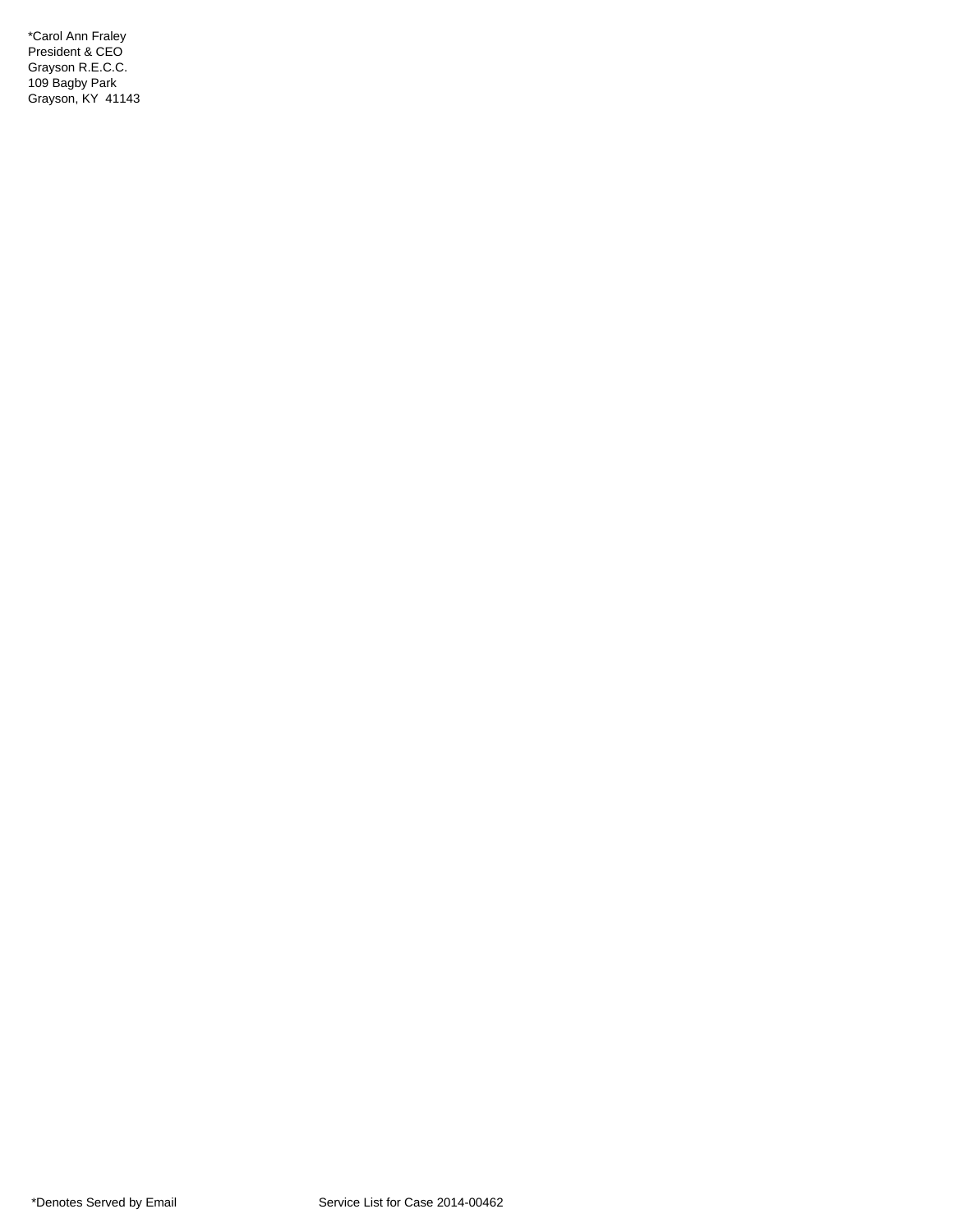*Carol Ann Fraley
President & CEO
Grayson R.E.C.C.
109 Bagby Park
Grayson, KY  41143

*Denotes Served by Email

Service List for Case 2014-00462